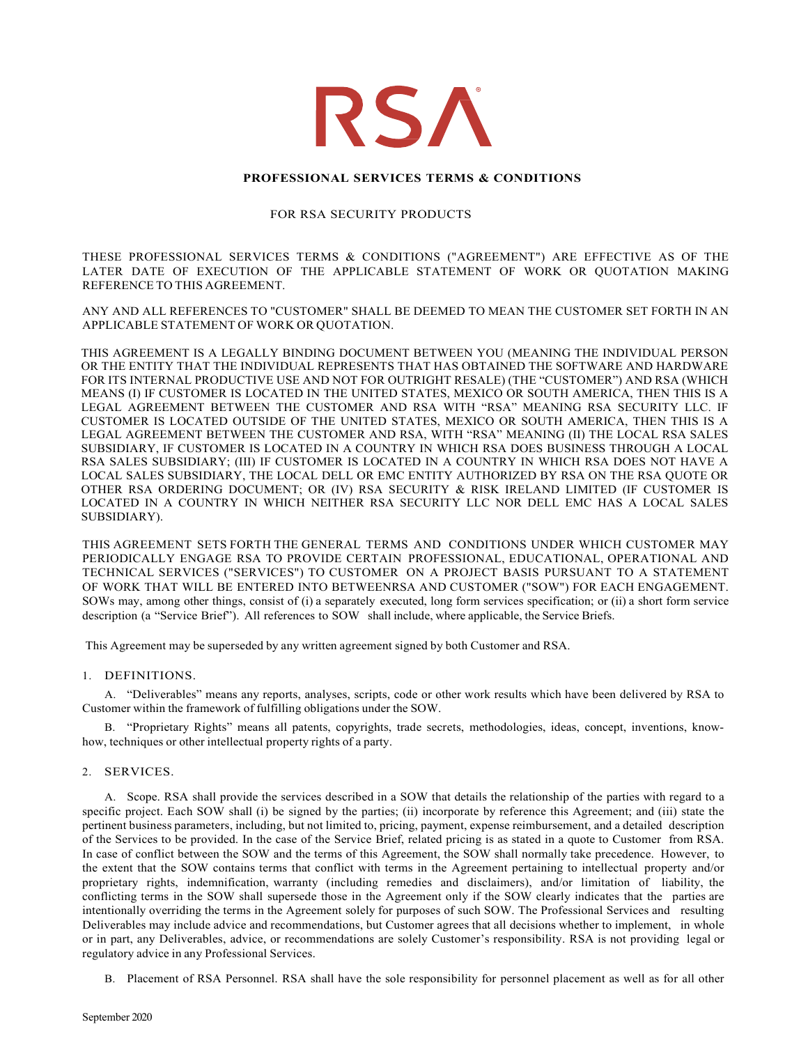RSA

# PROFESSIONAL SERVICES TERMS & CONDITIONS

FOR RSA SECURITY PRODUCTS

THESE PROFESSIONAL SERVICES TERMS & CONDITIONS ("AGREEMENT") ARE EFFECTIVE AS OF THE LATER DATE OF EXECUTION OF THE APPLICABLE STATEMENT OF WORK OR QUOTATION MAKING REFERENCE TO THIS AGREEMENT.

ANY AND ALL REFERENCES TO "CUSTOMER" SHALL BE DEEMED TO MEAN THE CUSTOMER SET FORTH IN AN APPLICABLE STATEMENT OF WORK OR QUOTATION.

THIS AGREEMENT IS A LEGALLY BINDING DOCUMENT BETWEEN YOU (MEANING THE INDIVIDUAL PERSON OR THE ENTITY THAT THE INDIVIDUAL REPRESENTS THAT HAS OBTAINED THE SOFTWARE AND HARDWARE FOR ITS INTERNAL PRODUCTIVE USE AND NOT FOR OUTRIGHT RESALE) (THE "CUSTOMER") AND RSA (WHICH MEANS (I) IF CUSTOMER IS LOCATED IN THE UNITED STATES, MEXICO OR SOUTH AMERICA, THEN THIS IS A LEGAL AGREEMENT BETWEEN THE CUSTOMER AND RSA WITH "RSA" MEANING RSA SECURITY LLC. IF CUSTOMER IS LOCATED OUTSIDE OF THE UNITED STATES, MEXICO OR SOUTH AMERICA, THEN THIS IS A LEGAL AGREEMENT BETWEEN THE CUSTOMER AND RSA, WITH "RSA" MEANING (II) THE LOCAL RSA SALES SUBSIDIARY, IF CUSTOMER IS LOCATED IN A COUNTRY IN WHICH RSA DOES BUSINESS THROUGH A LOCAL RSA SALES SUBSIDIARY; (III) IF CUSTOMER IS LOCATED IN A COUNTRY IN WHICH RSA DOES NOT HAVE A LOCAL SALES SUBSIDIARY, THE LOCAL DELL OR EMC ENTITY AUTHORIZED BY RSA ON THE RSA QUOTE OR OTHER RSA ORDERING DOCUMENT; OR (IV) RSA SECURITY & RISK IRELAND LIMITED (IF CUSTOMER IS LOCATED IN A COUNTRY IN WHICH NEITHER RSA SECURITY LLC NOR DELL EMC HAS A LOCAL SALES SUBSIDIARY).

THIS AGREEMENT SETS FORTH THE GENERAL TERMS AND CONDITIONS UNDER WHICH CUSTOMER MAY PERIODICALLY ENGAGE RSA TO PROVIDE CERTAIN PROFESSIONAL, EDUCATIONAL, OPERATIONAL AND TECHNICAL SERVICES ("SERVICES") TO CUSTOMER ON A PROJECT BASIS PURSUANT TO A STATEMENT OF WORK THAT WILL BE ENTERED INTO BETWEENRSA AND CUSTOMER ("SOW") FOR EACH ENGAGEMENT. SOWs may, among other things, consist of (i) a separately executed, long form services specification; or (ii) a short form service description (a "Service Brief"). All references to SOW shall include, where applicable, the Service Briefs.

This Agreement may be superseded by any written agreement signed by both Customer and RSA.

## 1. DEFINITIONS.

A. "Deliverables" means any reports, analyses, scripts, code or other work results which have been delivered by RSA to Customer within the framework of fulfilling obligations under the SOW.

B. "Proprietary Rights" means all patents, copyrights, trade secrets, methodologies, ideas, concept, inventions, know-how, techniques or other intellectual property rights of a party.

## 2. SERVICES.

A. Scope. RSA shall provide the services described in a SOW that details the relationship of the parties with regard to a specific project. Each SOW shall (i) be signed by the parties; (ii) incorporate by reference this Agreement; and (iii) state the pertinent business parameters, including, but not limited to, pricing, payment, expense reimbursement, and a detailed description of the Services to be provided. In the case of the Service Brief, related pricing is as stated in a quote to Customer from RSA. In case of conflict between the SOW and the terms of this Agreement, the SOW shall normally take precedence. However, to the extent that the SOW contains terms that conflict with terms in the Agreement pertaining to intellectual property and/or proprietary rights, indemnification, warranty (including remedies and disclaimers), and/or limitation of liability, the conflicting terms in the SOW shall supersede those in the Agreement only if the SOW clearly indicates that the parties are intentionally overriding the terms in the Agreement solely for purposes of such SOW. The Professional Services and resulting Deliverables may include advice and recommendations, but Customer agrees that all decisions whether to implement, in whole or in part, any Deliverables, advice, or recommendations are solely Customer's responsibility. RSA is not providing legal or regulatory advice in any Professional Services.

B. Placement of RSA Personnel. RSA shall have the sole responsibility for personnel placement as well as for all other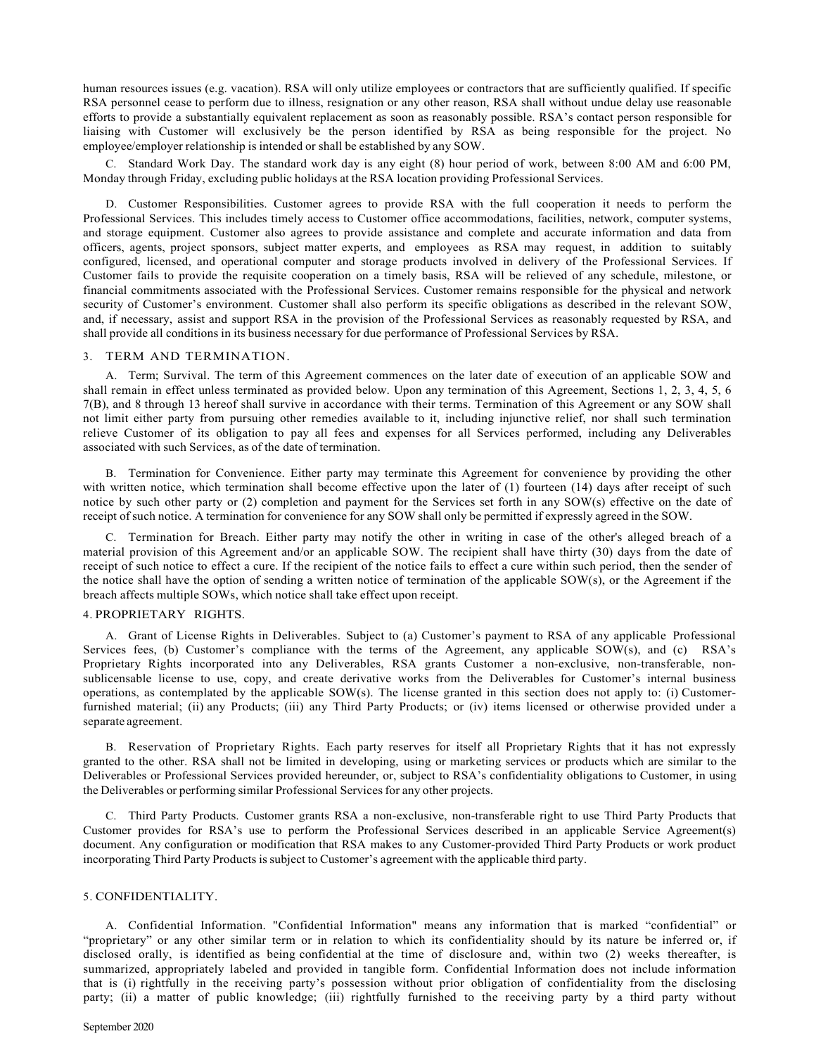human resources issues (e.g. vacation). RSA will only utilize employees or contractors that are sufficiently qualified. If specific RSA personnel cease to perform due to illness, resignation or any other reason, RSA shall without undue delay use reasonable efforts to provide a substantially equivalent replacement as soon as reasonably possible. RSA's contact person responsible for liaising with Customer will exclusively be the person identified by RSA as being responsible for the project. No employee/employer relationship is intended or shall be established by any SOW.

C. Standard Work Day. The standard work day is any eight (8) hour period of work, between 8:00 AM and 6:00 PM, Monday through Friday, excluding public holidays at the RSA location providing Professional Services.

D. Customer Responsibilities. Customer agrees to provide RSA with the full cooperation it needs to perform the Professional Services. This includes timely access to Customer office accommodations, facilities, network, computer systems, and storage equipment. Customer also agrees to provide assistance and complete and accurate information and data from officers, agents, project sponsors, subject matter experts, and employees as RSA may request, in addition to suitably configured, licensed, and operational computer and storage products involved in delivery of the Professional Services. If Customer fails to provide the requisite cooperation on a timely basis, RSA will be relieved of any schedule, milestone, or financial commitments associated with the Professional Services. Customer remains responsible for the physical and network security of Customer's environment. Customer shall also perform its specific obligations as described in the relevant SOW, and, if necessary, assist and support RSA in the provision of the Professional Services as reasonably requested by RSA, and shall provide all conditions in its business necessary for due performance of Professional Services by RSA.

## 3. TERM AND TERMINATION.

A. Term; Survival. The term of this Agreement commences on the later date of execution of an applicable SOW and shall remain in effect unless terminated as provided below. Upon any termination of this Agreement, Sections 1, 2, 3, 4, 5, 6 7(B), and 8 through 13 hereof shall survive in accordance with their terms. Termination of this Agreement or any SOW shall not limit either party from pursuing other remedies available to it, including injunctive relief, nor shall such termination relieve Customer of its obligation to pay all fees and expenses for all Services performed, including any Deliverables associated with such Services, as of the date of termination.

B. Termination for Convenience. Either party may terminate this Agreement for convenience by providing the other with written notice, which termination shall become effective upon the later of (1) fourteen (14) days after receipt of such notice by such other party or (2) completion and payment for the Services set forth in any SOW(s) effective on the date of receipt of such notice. A termination for convenience for any SOW shall only be permitted if expressly agreed in the SOW.

C. Termination for Breach. Either party may notify the other in writing in case of the other's alleged breach of a material provision of this Agreement and/or an applicable SOW. The recipient shall have thirty (30) days from the date of receipt of such notice to effect a cure. If the recipient of the notice fails to effect a cure within such period, then the sender of the notice shall have the option of sending a written notice of termination of the applicable SOW(s), or the Agreement if the breach affects multiple SOWs, which notice shall take effect upon receipt.

## 4. PROPRIETARY RIGHTS.

A. Grant of License Rights in Deliverables. Subject to (a) Customer's payment to RSA of any applicable Professional Services fees, (b) Customer's compliance with the terms of the Agreement, any applicable SOW(s), and (c) RSA's Proprietary Rights incorporated into any Deliverables, RSA grants Customer a non-exclusive, non-transferable, non-sublicensable license to use, copy, and create derivative works from the Deliverables for Customer's internal business operations, as contemplated by the applicable SOW(s). The license granted in this section does not apply to: (i) Customer-furnished material; (ii) any Products; (iii) any Third Party Products; or (iv) items licensed or otherwise provided under a separate agreement.

B. Reservation of Proprietary Rights. Each party reserves for itself all Proprietary Rights that it has not expressly granted to the other. RSA shall not be limited in developing, using or marketing services or products which are similar to the Deliverables or Professional Services provided hereunder, or, subject to RSA's confidentiality obligations to Customer, in using the Deliverables or performing similar Professional Services for any other projects.

C. Third Party Products. Customer grants RSA a non-exclusive, non-transferable right to use Third Party Products that Customer provides for RSA's use to perform the Professional Services described in an applicable Service Agreement(s) document. Any configuration or modification that RSA makes to any Customer-provided Third Party Products or work product incorporating Third Party Products is subject to Customer's agreement with the applicable third party.

## 5. CONFIDENTIALITY.

A. Confidential Information. "Confidential Information" means any information that is marked "confidential" or "proprietary" or any other similar term or in relation to which its confidentiality should by its nature be inferred or, if disclosed orally, is identified as being confidential at the time of disclosure and, within two (2) weeks thereafter, is summarized, appropriately labeled and provided in tangible form. Confidential Information does not include information that is (i) rightfully in the receiving party's possession without prior obligation of confidentiality from the disclosing party; (ii) a matter of public knowledge; (iii) rightfully furnished to the receiving party by a third party without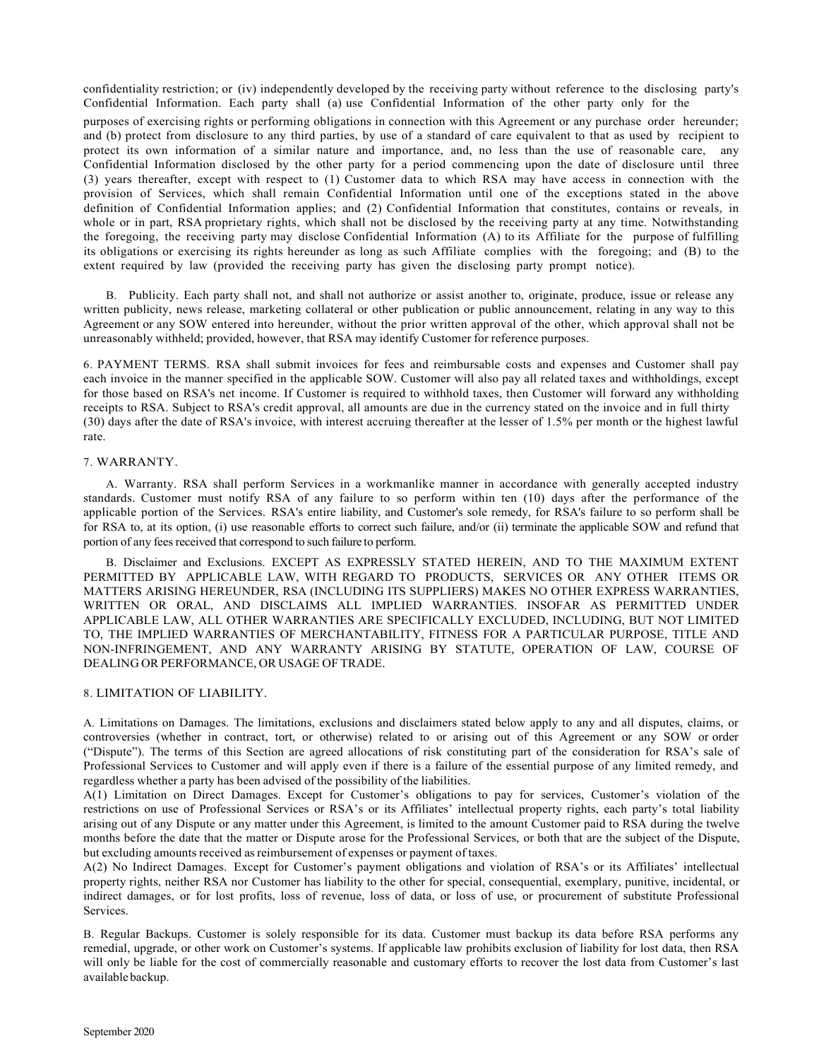confidentiality restriction; or (iv) independently developed by the receiving party without reference to the disclosing party's Confidential Information. Each party shall (a) use Confidential Information of the other party only for the purposes of exercising rights or performing obligations in connection with this Agreement or any purchase order hereunder; and (b) protect from disclosure to any third parties, by use of a standard of care equivalent to that as used by recipient to protect its own information of a similar nature and importance, and, no less than the use of reasonable care, any Confidential Information disclosed by the other party for a period commencing upon the date of disclosure until three (3) years thereafter, except with respect to (1) Customer data to which RSA may have access in connection with the provision of Services, which shall remain Confidential Information until one of the exceptions stated in the above definition of Confidential Information applies; and (2) Confidential Information that constitutes, contains or reveals, in whole or in part, RSA proprietary rights, which shall not be disclosed by the receiving party at any time. Notwithstanding the foregoing, the receiving party may disclose Confidential Information (A) to its Affiliate for the purpose of fulfilling its obligations or exercising its rights hereunder as long as such Affiliate complies with the foregoing; and (B) to the extent required by law (provided the receiving party has given the disclosing party prompt notice).

B. Publicity. Each party shall not, and shall not authorize or assist another to, originate, produce, issue or release any written publicity, news release, marketing collateral or other publication or public announcement, relating in any way to this Agreement or any SOW entered into hereunder, without the prior written approval of the other, which approval shall not be unreasonably withheld; provided, however, that RSA may identify Customer for reference purposes.

6. PAYMENT TERMS. RSA shall submit invoices for fees and reimbursable costs and expenses and Customer shall pay each invoice in the manner specified in the applicable SOW. Customer will also pay all related taxes and withholdings, except for those based on RSA's net income. If Customer is required to withhold taxes, then Customer will forward any withholding receipts to RSA. Subject to RSA's credit approval, all amounts are due in the currency stated on the invoice and in full thirty (30) days after the date of RSA's invoice, with interest accruing thereafter at the lesser of 1.5% per month or the highest lawful rate.

7. WARRANTY.

A. Warranty. RSA shall perform Services in a workmanlike manner in accordance with generally accepted industry standards. Customer must notify RSA of any failure to so perform within ten (10) days after the performance of the applicable portion of the Services. RSA's entire liability, and Customer's sole remedy, for RSA's failure to so perform shall be for RSA to, at its option, (i) use reasonable efforts to correct such failure, and/or (ii) terminate the applicable SOW and refund that portion of any fees received that correspond to such failure to perform.

B. Disclaimer and Exclusions. EXCEPT AS EXPRESSLY STATED HEREIN, AND TO THE MAXIMUM EXTENT PERMITTED BY APPLICABLE LAW, WITH REGARD TO PRODUCTS, SERVICES OR ANY OTHER ITEMS OR MATTERS ARISING HEREUNDER, RSA (INCLUDING ITS SUPPLIERS) MAKES NO OTHER EXPRESS WARRANTIES, WRITTEN OR ORAL, AND DISCLAIMS ALL IMPLIED WARRANTIES. INSOFAR AS PERMITTED UNDER APPLICABLE LAW, ALL OTHER WARRANTIES ARE SPECIFICALLY EXCLUDED, INCLUDING, BUT NOT LIMITED TO, THE IMPLIED WARRANTIES OF MERCHANTABILITY, FITNESS FOR A PARTICULAR PURPOSE, TITLE AND NON-INFRINGEMENT, AND ANY WARRANTY ARISING BY STATUTE, OPERATION OF LAW, COURSE OF DEALING OR PERFORMANCE, OR USAGE OF TRADE.

8. LIMITATION OF LIABILITY.

A. Limitations on Damages. The limitations, exclusions and disclaimers stated below apply to any and all disputes, claims, or controversies (whether in contract, tort, or otherwise) related to or arising out of this Agreement or any SOW or order ("Dispute"). The terms of this Section are agreed allocations of risk constituting part of the consideration for RSA's sale of Professional Services to Customer and will apply even if there is a failure of the essential purpose of any limited remedy, and regardless whether a party has been advised of the possibility of the liabilities.

A(1) Limitation on Direct Damages. Except for Customer's obligations to pay for services, Customer's violation of the restrictions on use of Professional Services or RSA's or its Affiliates' intellectual property rights, each party's total liability arising out of any Dispute or any matter under this Agreement, is limited to the amount Customer paid to RSA during the twelve months before the date that the matter or Dispute arose for the Professional Services, or both that are the subject of the Dispute, but excluding amounts received as reimbursement of expenses or payment of taxes.

A(2) No Indirect Damages. Except for Customer's payment obligations and violation of RSA's or its Affiliates' intellectual property rights, neither RSA nor Customer has liability to the other for special, consequential, exemplary, punitive, incidental, or indirect damages, or for lost profits, loss of revenue, loss of data, or loss of use, or procurement of substitute Professional Services.

B. Regular Backups. Customer is solely responsible for its data. Customer must backup its data before RSA performs any remedial, upgrade, or other work on Customer's systems. If applicable law prohibits exclusion of liability for lost data, then RSA will only be liable for the cost of commercially reasonable and customary efforts to recover the lost data from Customer's last available backup.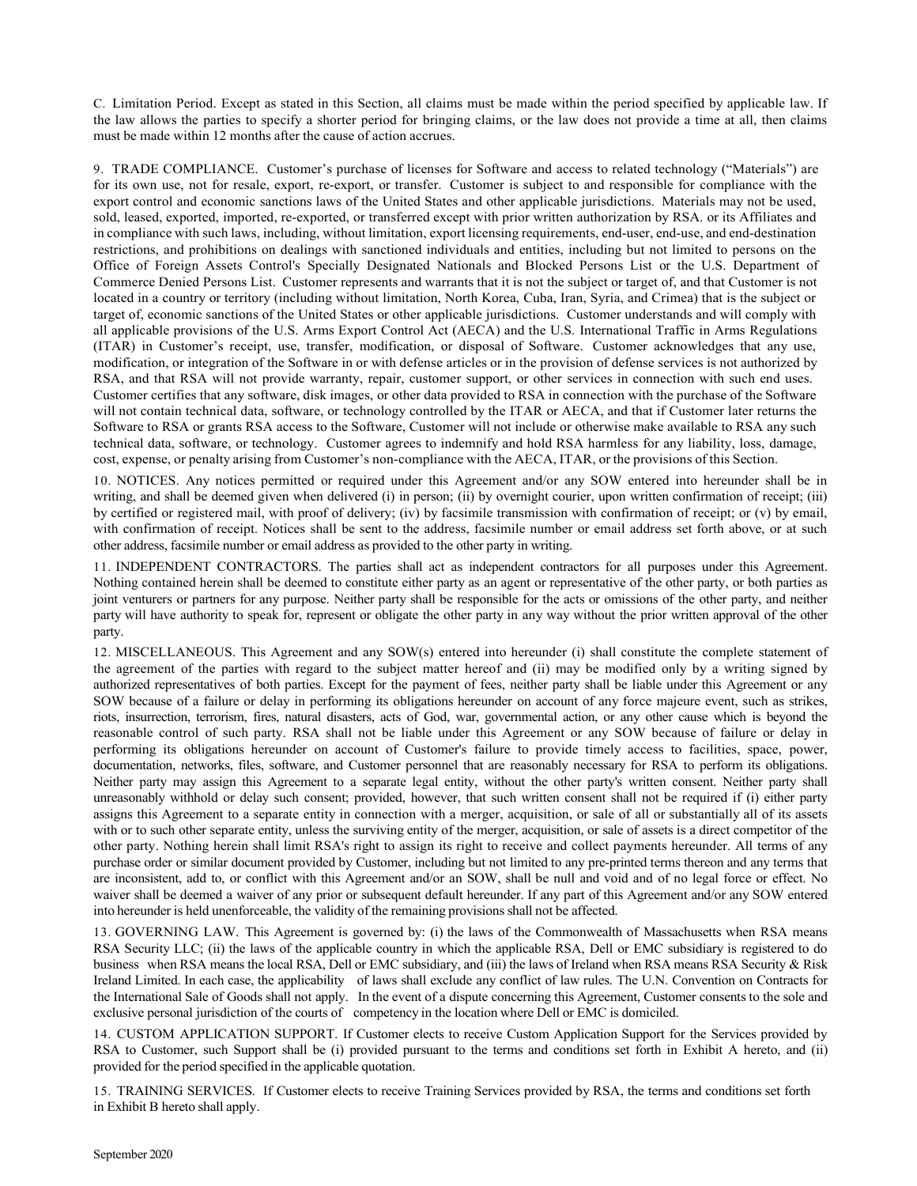C. Limitation Period. Except as stated in this Section, all claims must be made within the period specified by applicable law. If the law allows the parties to specify a shorter period for bringing claims, or the law does not provide a time at all, then claims must be made within 12 months after the cause of action accrues.

9. TRADE COMPLIANCE. Customer's purchase of licenses for Software and access to related technology ("Materials") are for its own use, not for resale, export, re-export, or transfer. Customer is subject to and responsible for compliance with the export control and economic sanctions laws of the United States and other applicable jurisdictions. Materials may not be used, sold, leased, exported, imported, re-exported, or transferred except with prior written authorization by RSA. or its Affiliates and in compliance with such laws, including, without limitation, export licensing requirements, end-user, end-use, and end-destination restrictions, and prohibitions on dealings with sanctioned individuals and entities, including but not limited to persons on the Office of Foreign Assets Control's Specially Designated Nationals and Blocked Persons List or the U.S. Department of Commerce Denied Persons List. Customer represents and warrants that it is not the subject or target of, and that Customer is not located in a country or territory (including without limitation, North Korea, Cuba, Iran, Syria, and Crimea) that is the subject or target of, economic sanctions of the United States or other applicable jurisdictions. Customer understands and will comply with all applicable provisions of the U.S. Arms Export Control Act (AECA) and the U.S. International Traffic in Arms Regulations (ITAR) in Customer's receipt, use, transfer, modification, or disposal of Software. Customer acknowledges that any use, modification, or integration of the Software in or with defense articles or in the provision of defense services is not authorized by RSA, and that RSA will not provide warranty, repair, customer support, or other services in connection with such end uses. Customer certifies that any software, disk images, or other data provided to RSA in connection with the purchase of the Software will not contain technical data, software, or technology controlled by the ITAR or AECA, and that if Customer later returns the Software to RSA or grants RSA access to the Software, Customer will not include or otherwise make available to RSA any such technical data, software, or technology. Customer agrees to indemnify and hold RSA harmless for any liability, loss, damage, cost, expense, or penalty arising from Customer's non-compliance with the AECA, ITAR, or the provisions of this Section.

10. NOTICES. Any notices permitted or required under this Agreement and/or any SOW entered into hereunder shall be in writing, and shall be deemed given when delivered (i) in person; (ii) by overnight courier, upon written confirmation of receipt; (iii) by certified or registered mail, with proof of delivery; (iv) by facsimile transmission with confirmation of receipt; or (v) by email, with confirmation of receipt. Notices shall be sent to the address, facsimile number or email address set forth above, or at such other address, facsimile number or email address as provided to the other party in writing.

11. INDEPENDENT CONTRACTORS. The parties shall act as independent contractors for all purposes under this Agreement. Nothing contained herein shall be deemed to constitute either party as an agent or representative of the other party, or both parties as joint venturers or partners for any purpose. Neither party shall be responsible for the acts or omissions of the other party, and neither party will have authority to speak for, represent or obligate the other party in any way without the prior written approval of the other party.

12. MISCELLANEOUS. This Agreement and any SOW(s) entered into hereunder (i) shall constitute the complete statement of the agreement of the parties with regard to the subject matter hereof and (ii) may be modified only by a writing signed by authorized representatives of both parties. Except for the payment of fees, neither party shall be liable under this Agreement or any SOW because of a failure or delay in performing its obligations hereunder on account of any force majeure event, such as strikes, riots, insurrection, terrorism, fires, natural disasters, acts of God, war, governmental action, or any other cause which is beyond the reasonable control of such party. RSA shall not be liable under this Agreement or any SOW because of failure or delay in performing its obligations hereunder on account of Customer's failure to provide timely access to facilities, space, power, documentation, networks, files, software, and Customer personnel that are reasonably necessary for RSA to perform its obligations. Neither party may assign this Agreement to a separate legal entity, without the other party's written consent. Neither party shall unreasonably withhold or delay such consent; provided, however, that such written consent shall not be required if (i) either party assigns this Agreement to a separate entity in connection with a merger, acquisition, or sale of all or substantially all of its assets with or to such other separate entity, unless the surviving entity of the merger, acquisition, or sale of assets is a direct competitor of the other party. Nothing herein shall limit RSA's right to assign its right to receive and collect payments hereunder. All terms of any purchase order or similar document provided by Customer, including but not limited to any pre-printed terms thereon and any terms that are inconsistent, add to, or conflict with this Agreement and/or an SOW, shall be null and void and of no legal force or effect. No waiver shall be deemed a waiver of any prior or subsequent default hereunder. If any part of this Agreement and/or any SOW entered into hereunder is held unenforceable, the validity of the remaining provisions shall not be affected.

13. GOVERNING LAW. This Agreement is governed by: (i) the laws of the Commonwealth of Massachusetts when RSA means RSA Security LLC; (ii) the laws of the applicable country in which the applicable RSA, Dell or EMC subsidiary is registered to do business when RSA means the local RSA, Dell or EMC subsidiary, and (iii) the laws of Ireland when RSA means RSA Security & Risk Ireland Limited. In each case, the applicability of laws shall exclude any conflict of law rules. The U.N. Convention on Contracts for the International Sale of Goods shall not apply. In the event of a dispute concerning this Agreement, Customer consents to the sole and exclusive personal jurisdiction of the courts of competency in the location where Dell or EMC is domiciled.

14. CUSTOM APPLICATION SUPPORT. If Customer elects to receive Custom Application Support for the Services provided by RSA to Customer, such Support shall be (i) provided pursuant to the terms and conditions set forth in Exhibit A hereto, and (ii) provided for the period specified in the applicable quotation.

15. TRAINING SERVICES. If Customer elects to receive Training Services provided by RSA, the terms and conditions set forth in Exhibit B hereto shall apply.

September 2020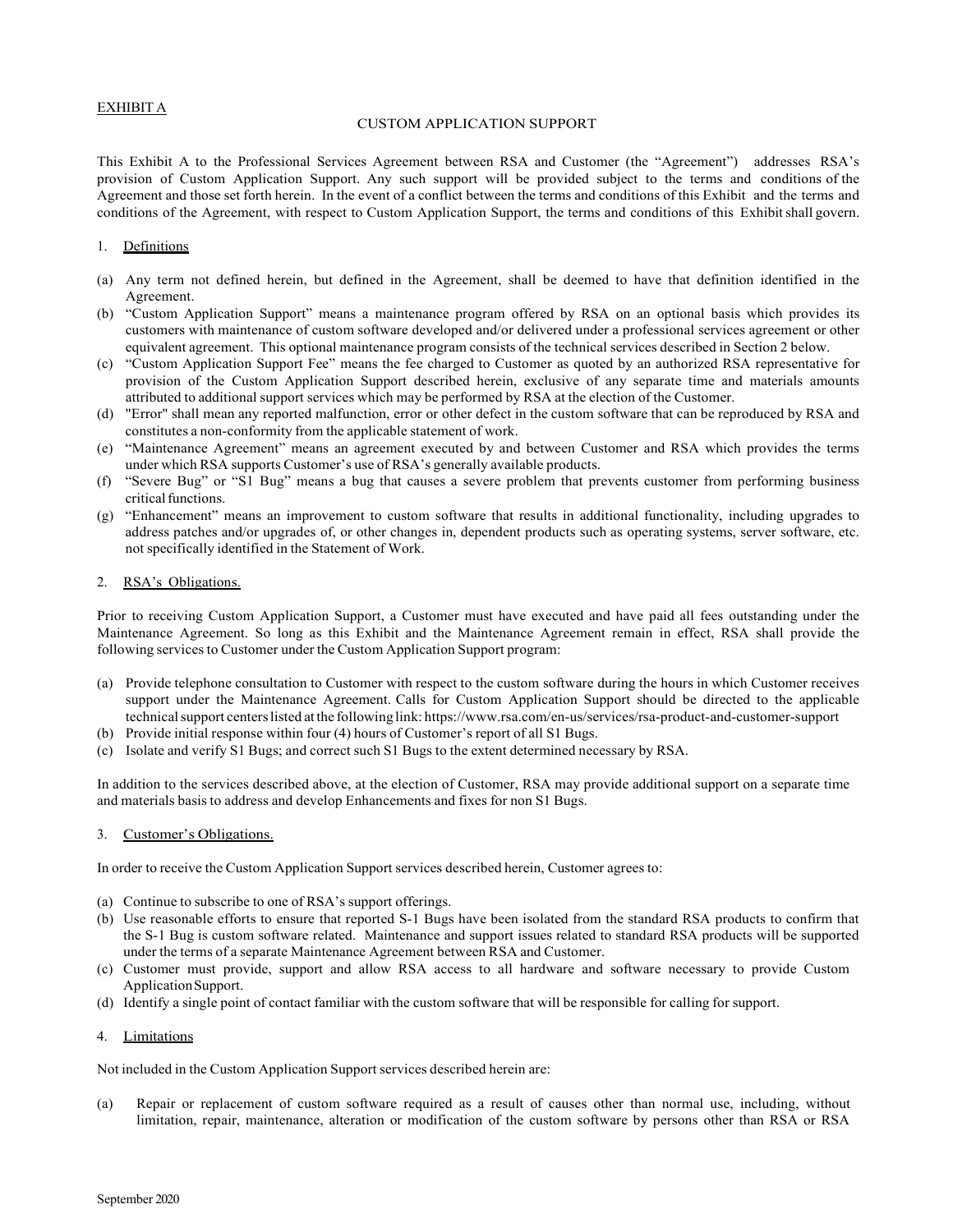EXHIBIT A

## CUSTOM APPLICATION SUPPORT

This Exhibit A to the Professional Services Agreement between RSA and Customer (the "Agreement") addresses RSA's provision of Custom Application Support. Any such support will be provided subject to the terms and conditions of the Agreement and those set forth herein. In the event of a conflict between the terms and conditions of this Exhibit and the terms and conditions of the Agreement, with respect to Custom Application Support, the terms and conditions of this Exhibit shall govern.

1. Definitions

(a) Any term not defined herein, but defined in the Agreement, shall be deemed to have that definition identified in the Agreement.

(b) "Custom Application Support" means a maintenance program offered by RSA on an optional basis which provides its customers with maintenance of custom software developed and/or delivered under a professional services agreement or other equivalent agreement. This optional maintenance program consists of the technical services described in Section 2 below.

(c) "Custom Application Support Fee" means the fee charged to Customer as quoted by an authorized RSA representative for provision of the Custom Application Support described herein, exclusive of any separate time and materials amounts attributed to additional support services which may be performed by RSA at the election of the Customer.

(d) "Error" shall mean any reported malfunction, error or other defect in the custom software that can be reproduced by RSA and constitutes a non-conformity from the applicable statement of work.

(e) "Maintenance Agreement" means an agreement executed by and between Customer and RSA which provides the terms under which RSA supports Customer's use of RSA's generally available products.

(f) "Severe Bug" or "S1 Bug" means a bug that causes a severe problem that prevents customer from performing business critical functions.

(g) "Enhancement" means an improvement to custom software that results in additional functionality, including upgrades to address patches and/or upgrades of, or other changes in, dependent products such as operating systems, server software, etc. not specifically identified in the Statement of Work.

2. RSA's Obligations.

Prior to receiving Custom Application Support, a Customer must have executed and have paid all fees outstanding under the Maintenance Agreement. So long as this Exhibit and the Maintenance Agreement remain in effect, RSA shall provide the following services to Customer under the Custom Application Support program:

(a) Provide telephone consultation to Customer with respect to the custom software during the hours in which Customer receives support under the Maintenance Agreement. Calls for Custom Application Support should be directed to the applicable technical support centers listed at the following link: https://www.rsa.com/en-us/services/rsa-product-and-customer-support

(b) Provide initial response within four (4) hours of Customer's report of all S1 Bugs.

(c) Isolate and verify S1 Bugs; and correct such S1 Bugs to the extent determined necessary by RSA.

In addition to the services described above, at the election of Customer, RSA may provide additional support on a separate time and materials basis to address and develop Enhancements and fixes for non S1 Bugs.

3. Customer's Obligations.

In order to receive the Custom Application Support services described herein, Customer agrees to:

(a) Continue to subscribe to one of RSA's support offerings.

(b) Use reasonable efforts to ensure that reported S-1 Bugs have been isolated from the standard RSA products to confirm that the S-1 Bug is custom software related. Maintenance and support issues related to standard RSA products will be supported under the terms of a separate Maintenance Agreement between RSA and Customer.

(c) Customer must provide, support and allow RSA access to all hardware and software necessary to provide Custom Application Support.

(d) Identify a single point of contact familiar with the custom software that will be responsible for calling for support.

4. Limitations

Not included in the Custom Application Support services described herein are:

(a) Repair or replacement of custom software required as a result of causes other than normal use, including, without limitation, repair, maintenance, alteration or modification of the custom software by persons other than RSA or RSA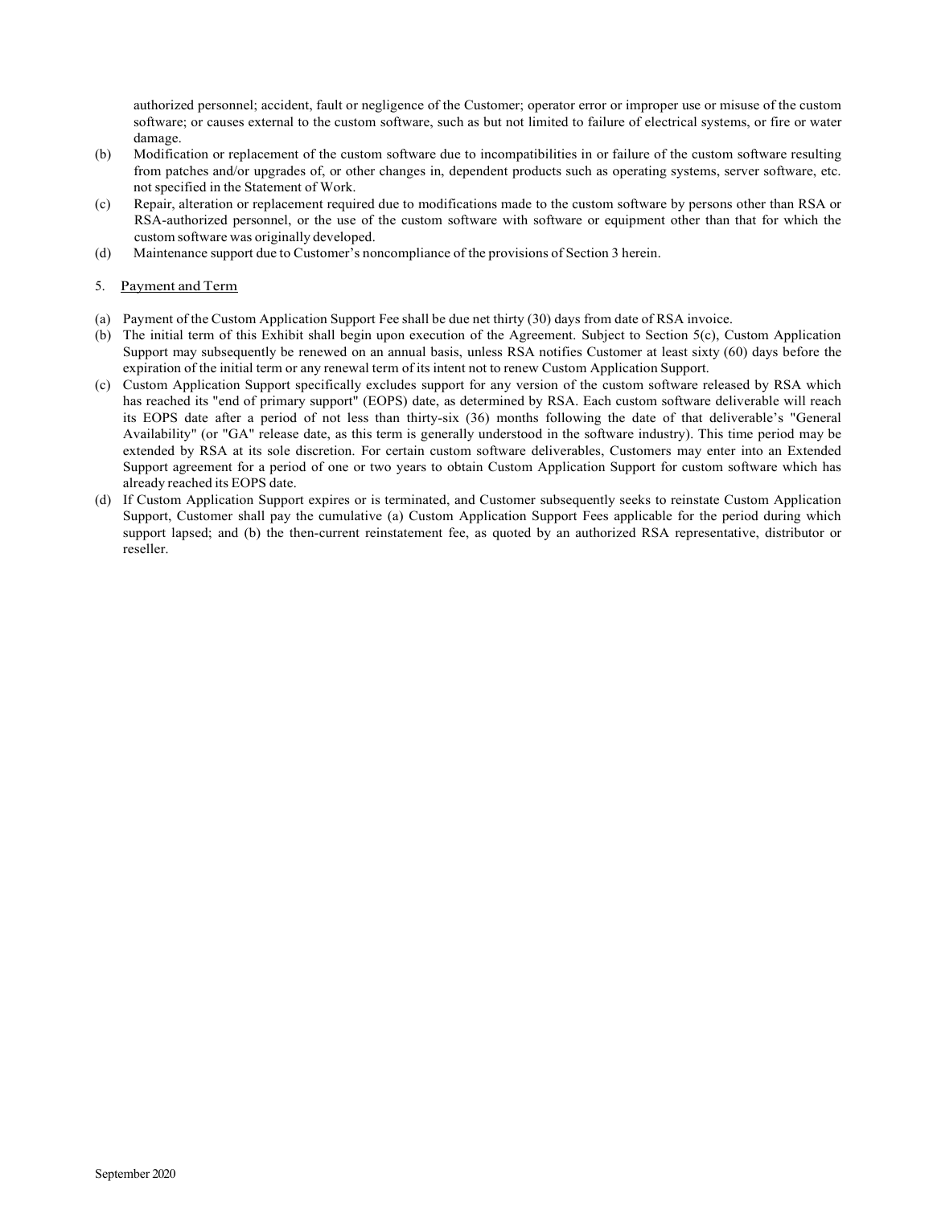authorized personnel; accident, fault or negligence of the Customer; operator error or improper use or misuse of the custom software; or causes external to the custom software, such as but not limited to failure of electrical systems, or fire or water damage.

(b) Modification or replacement of the custom software due to incompatibilities in or failure of the custom software resulting from patches and/or upgrades of, or other changes in, dependent products such as operating systems, server software, etc. not specified in the Statement of Work.

(c) Repair, alteration or replacement required due to modifications made to the custom software by persons other than RSA or RSA-authorized personnel, or the use of the custom software with software or equipment other than that for which the custom software was originally developed.

(d) Maintenance support due to Customer's noncompliance of the provisions of Section 3 herein.

5. Payment and Term

(a) Payment of the Custom Application Support Fee shall be due net thirty (30) days from date of RSA invoice.

(b) The initial term of this Exhibit shall begin upon execution of the Agreement. Subject to Section 5(c), Custom Application Support may subsequently be renewed on an annual basis, unless RSA notifies Customer at least sixty (60) days before the expiration of the initial term or any renewal term of its intent not to renew Custom Application Support.

(c) Custom Application Support specifically excludes support for any version of the custom software released by RSA which has reached its "end of primary support" (EOPS) date, as determined by RSA. Each custom software deliverable will reach its EOPS date after a period of not less than thirty-six (36) months following the date of that deliverable's "General Availability" (or "GA" release date, as this term is generally understood in the software industry). This time period may be extended by RSA at its sole discretion. For certain custom software deliverables, Customers may enter into an Extended Support agreement for a period of one or two years to obtain Custom Application Support for custom software which has already reached its EOPS date.

(d) If Custom Application Support expires or is terminated, and Customer subsequently seeks to reinstate Custom Application Support, Customer shall pay the cumulative (a) Custom Application Support Fees applicable for the period during which support lapsed; and (b) the then-current reinstatement fee, as quoted by an authorized RSA representative, distributor or reseller.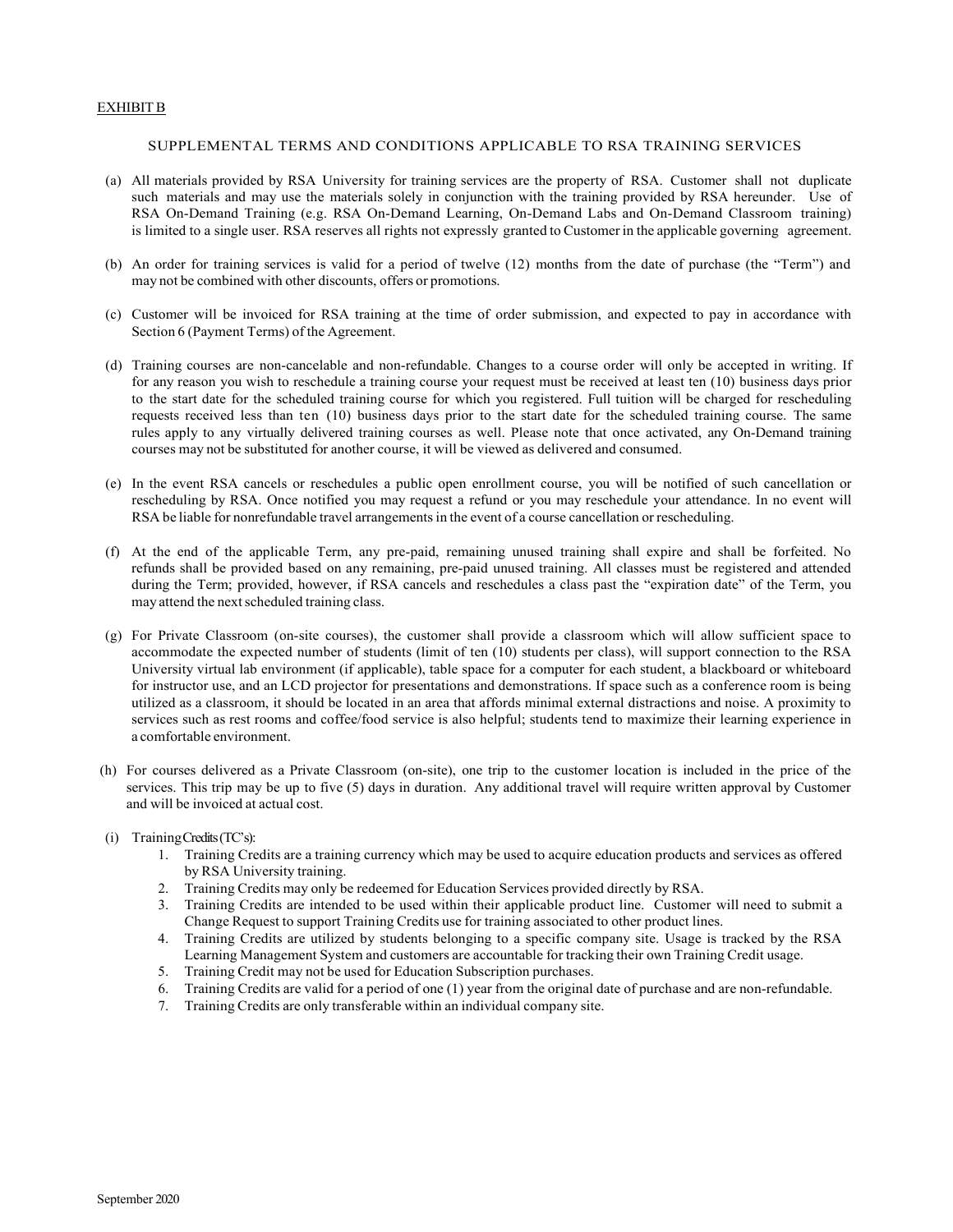<u>EXHIBIT B</u>

SUPPLEMENTAL TERMS AND CONDITIONS APPLICABLE TO RSA TRAINING SERVICES

(a) All materials provided by RSA University for training services are the property of RSA. Customer shall not duplicate such materials and may use the materials solely in conjunction with the training provided by RSA hereunder. Use of RSA On-Demand Training (e.g. RSA On-Demand Learning, On-Demand Labs and On-Demand Classroom training) is limited to a single user. RSA reserves all rights not expressly granted to Customer in the applicable governing agreement.

(b) An order for training services is valid for a period of twelve (12) months from the date of purchase (the "Term") and may not be combined with other discounts, offers or promotions.

(c) Customer will be invoiced for RSA training at the time of order submission, and expected to pay in accordance with Section 6 (Payment Terms) of the Agreement.

(d) Training courses are non-cancelable and non-refundable. Changes to a course order will only be accepted in writing. If for any reason you wish to reschedule a training course your request must be received at least ten (10) business days prior to the start date for the scheduled training course for which you registered. Full tuition will be charged for rescheduling requests received less than ten (10) business days prior to the start date for the scheduled training course. The same rules apply to any virtually delivered training courses as well. Please note that once activated, any On-Demand training courses may not be substituted for another course, it will be viewed as delivered and consumed.

(e) In the event RSA cancels or reschedules a public open enrollment course, you will be notified of such cancellation or rescheduling by RSA. Once notified you may request a refund or you may reschedule your attendance. In no event will RSA be liable for nonrefundable travel arrangements in the event of a course cancellation or rescheduling.

(f) At the end of the applicable Term, any pre-paid, remaining unused training shall expire and shall be forfeited. No refunds shall be provided based on any remaining, pre-paid unused training. All classes must be registered and attended during the Term; provided, however, if RSA cancels and reschedules a class past the "expiration date" of the Term, you may attend the next scheduled training class.

(g) For Private Classroom (on-site courses), the customer shall provide a classroom which will allow sufficient space to accommodate the expected number of students (limit of ten (10) students per class), will support connection to the RSA University virtual lab environment (if applicable), table space for a computer for each student, a blackboard or whiteboard for instructor use, and an LCD projector for presentations and demonstrations. If space such as a conference room is being utilized as a classroom, it should be located in an area that affords minimal external distractions and noise. A proximity to services such as rest rooms and coffee/food service is also helpful; students tend to maximize their learning experience in a comfortable environment.

(h) For courses delivered as a Private Classroom (on-site), one trip to the customer location is included in the price of the services. This trip may be up to five (5) days in duration. Any additional travel will require written approval by Customer and will be invoiced at actual cost.

(i) Training Credits (TC's):

1. Training Credits are a training currency which may be used to acquire education products and services as offered by RSA University training.
2. Training Credits may only be redeemed for Education Services provided directly by RSA.
3. Training Credits are intended to be used within their applicable product line. Customer will need to submit a Change Request to support Training Credits use for training associated to other product lines.
4. Training Credits are utilized by students belonging to a specific company site. Usage is tracked by the RSA Learning Management System and customers are accountable for tracking their own Training Credit usage.
5. Training Credit may not be used for Education Subscription purchases.
6. Training Credits are valid for a period of one (1) year from the original date of purchase and are non-refundable.
7. Training Credits are only transferable within an individual company site.

September 2020